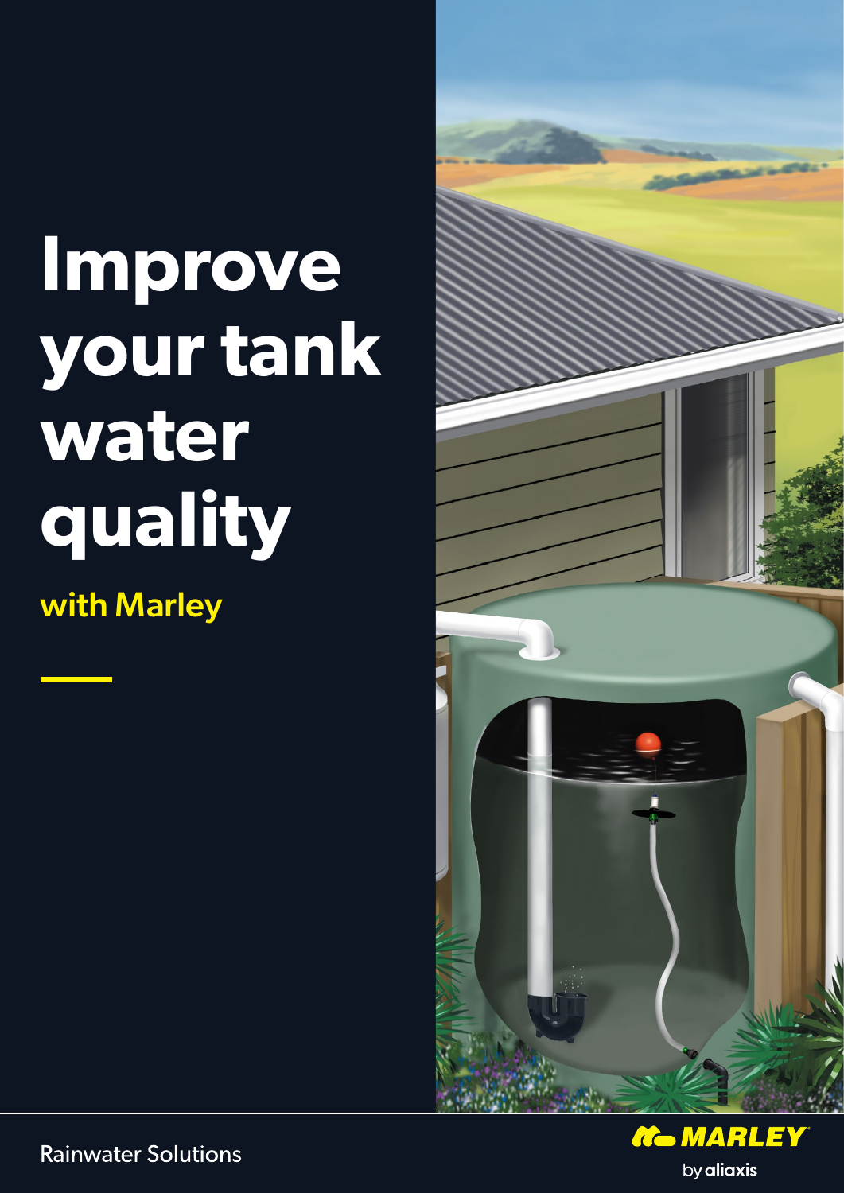# Improve your tank water quality

## with Marley

Rainwater Solutions

MARLEY

by aliaxis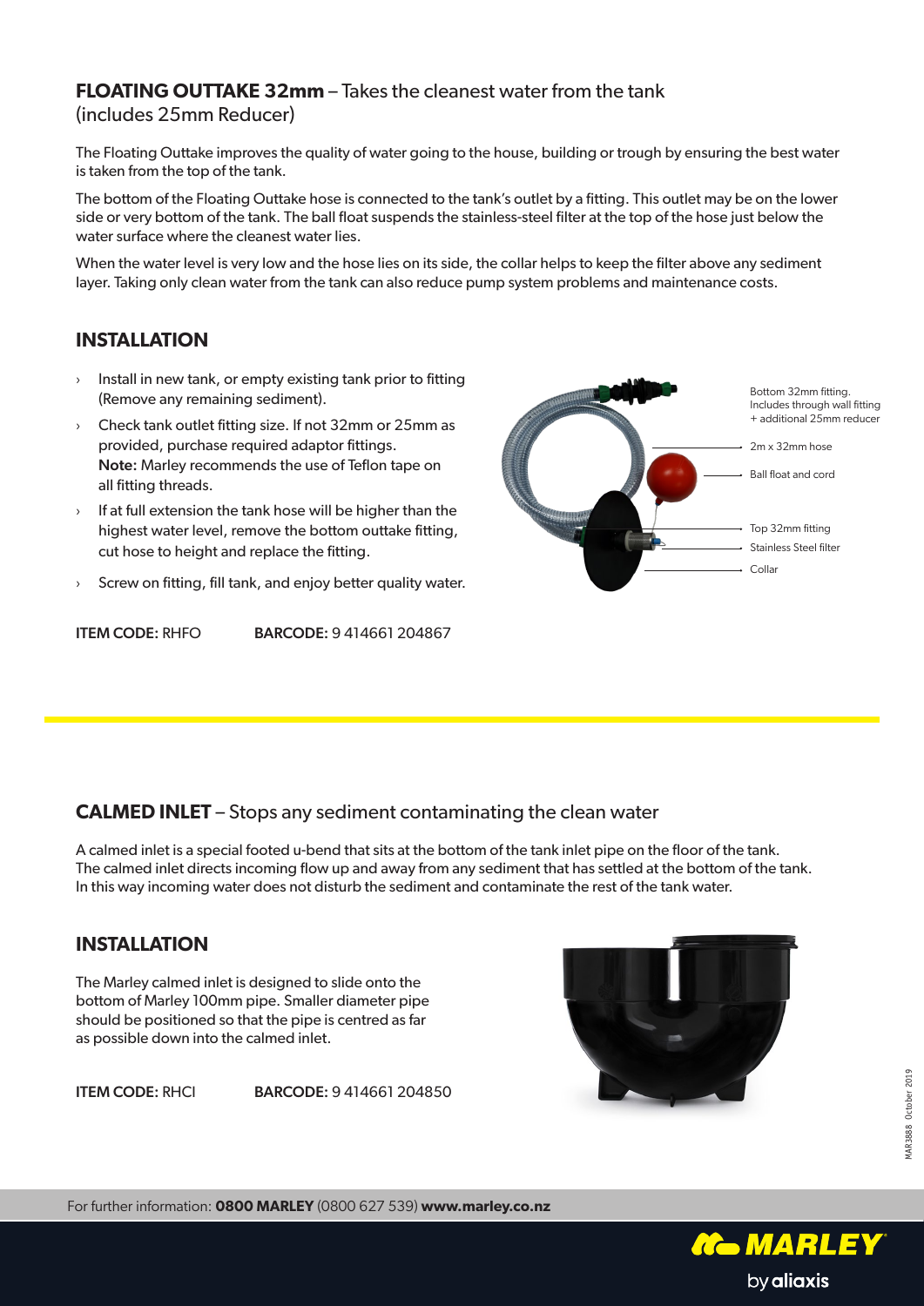## **FLOATING OUTTAKE 32mm** – Takes the cleanest water from the tank (includes 25mm Reducer)

The Floating Outtake improves the quality of water going to the house, building or trough by ensuring the best water is taken from the top of the tank.

The bottom of the Floating Outtake hose is connected to the tank's outlet by a fitting. This outlet may be on the lower side or very bottom of the tank. The ball float suspends the stainless-steel filter at the top of the hose just below the water surface where the cleanest water lies.

When the water level is very low and the hose lies on its side, the collar helps to keep the filter above any sediment layer. Taking only clean water from the tank can also reduce pump system problems and maintenance costs.

### INSTALLATION

- Install in new tank, or empty existing tank prior to fitting (Remove any remaining sediment).
- Check tank outlet fitting size. If not 32mm or 25mm as provided, purchase required adaptor fittings. **Note:** Marley recommends the use of Teflon tape on all fitting threads.
- If at full extension the tank hose will be higher than the highest water level, remove the bottom outtake fitting, cut hose to height and replace the fitting.
- Screw on fitting, fill tank, and enjoy better quality water.

Bottom 32mm fitting. Includes through wall fitting + additional 25mm reducer

2m x 32mm hose

Ball float and cord

Top 32mm fitting

Stainless Steel filter

Collar

**ITEM CODE:** RHFO **BARCODE:** 9 414661 204867

## **CALMED INLET** – Stops any sediment contaminating the clean water

A calmed inlet is a special footed u-bend that sits at the bottom of the tank inlet pipe on the floor of the tank. The calmed inlet directs incoming flow up and away from any sediment that has settled at the bottom of the tank. In this way incoming water does not disturb the sediment and contaminate the rest of the tank water.

### INSTALLATION

The Marley calmed inlet is designed to slide onto the bottom of Marley 100mm pipe. Smaller diameter pipe should be positioned so that the pipe is centred as far as possible down into the calmed inlet.

**ITEM CODE:** RHCI **BARCODE:** 9 414661 204850

MAR3888 October 2019

For further information: **0800 MARLEY** (0800 627 539) **www.marley.co.nz**

MARLEY by aliaxis